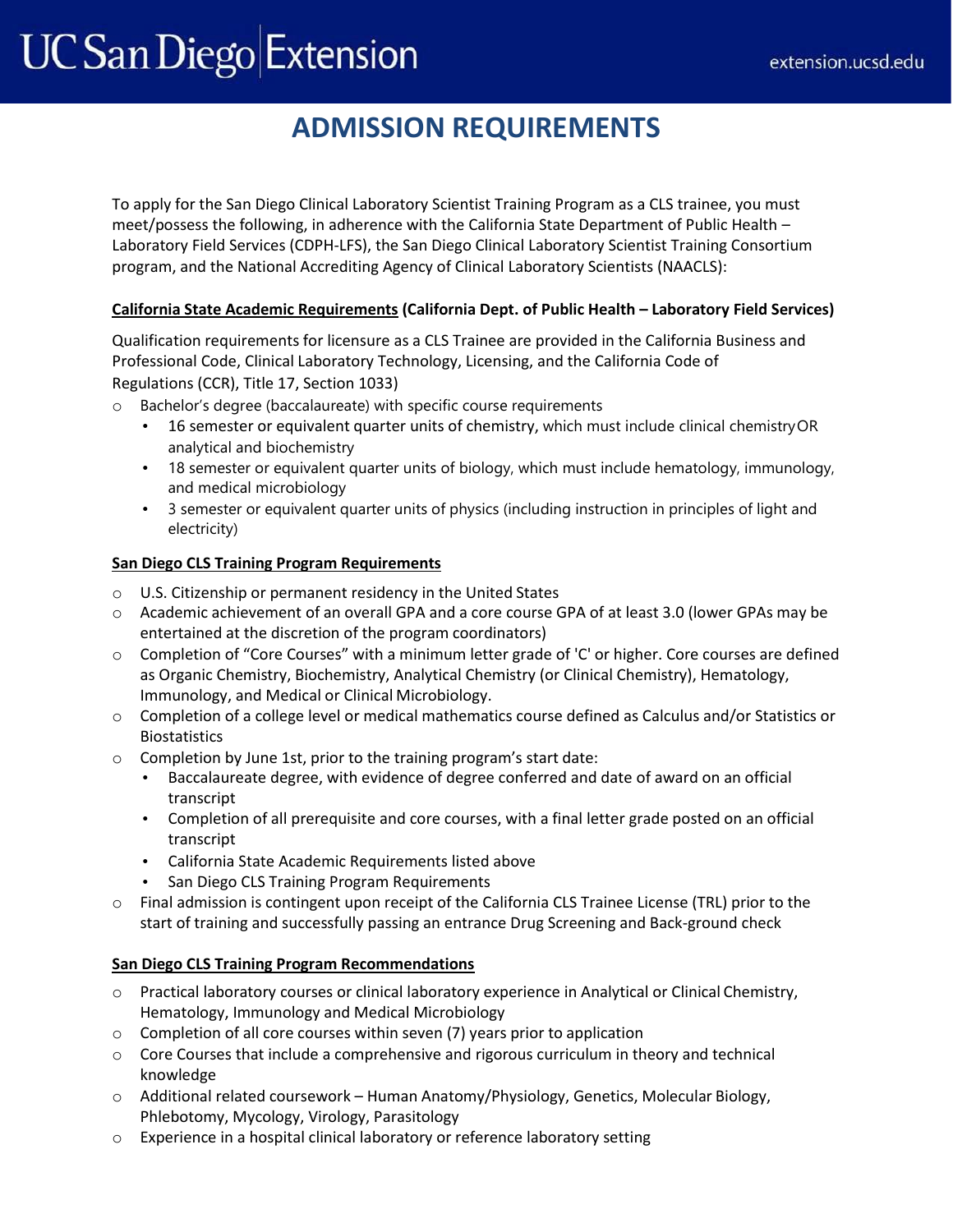# ADMISSION REQUIREMENTS

To apply for the San Diego Clinical Laboratory Scientist Training Program as a CLS trainee, you must meet/possess the following, in adherence with the California State Department of Public Health – Laboratory Field Services (CDPH-LFS), the San Diego Clinical Laboratory Scientist Training Consortium program, and the National Accrediting Agency of Clinical Laboratory Scientists (NAACLS):

**California State Academic Requirements (California Dept. of Public Health – Laboratory Field Services)**

Qualification requirements for licensure as a CLS Trainee are provided in the California Business and Professional Code, Clinical Laboratory Technology, Licensing, and the California Code of Regulations (CCR), Title 17, Section 1033)

- Bachelor's degree (baccalaureate) with specific course requirements
  - 16 semester or equivalent quarter units of chemistry, which must include clinical chemistry OR analytical and biochemistry
  - 18 semester or equivalent quarter units of biology, which must include hematology, immunology, and medical microbiology
  - 3 semester or equivalent quarter units of physics (including instruction in principles of light and electricity)

**San Diego CLS Training Program Requirements**

- U.S. Citizenship or permanent residency in the United States
- Academic achievement of an overall GPA and a core course GPA of at least 3.0 (lower GPAs may be entertained at the discretion of the program coordinators)
- Completion of "Core Courses" with a minimum letter grade of 'C' or higher. Core courses are defined as Organic Chemistry, Biochemistry, Analytical Chemistry (or Clinical Chemistry), Hematology, Immunology, and Medical or Clinical Microbiology.
- Completion of a college level or medical mathematics course defined as Calculus and/or Statistics or Biostatistics
- Completion by June 1st, prior to the training program's start date:
  - Baccalaureate degree, with evidence of degree conferred and date of award on an official transcript
  - Completion of all prerequisite and core courses, with a final letter grade posted on an official transcript
  - California State Academic Requirements listed above
  - San Diego CLS Training Program Requirements
- Final admission is contingent upon receipt of the California CLS Trainee License (TRL) prior to the start of training and successfully passing an entrance Drug Screening and Back-ground check

**San Diego CLS Training Program Recommendations**

- Practical laboratory courses or clinical laboratory experience in Analytical or Clinical Chemistry, Hematology, Immunology and Medical Microbiology
- Completion of all core courses within seven (7) years prior to application
- Core Courses that include a comprehensive and rigorous curriculum in theory and technical knowledge
- Additional related coursework – Human Anatomy/Physiology, Genetics, Molecular Biology, Phlebotomy, Mycology, Virology, Parasitology
- Experience in a hospital clinical laboratory or reference laboratory setting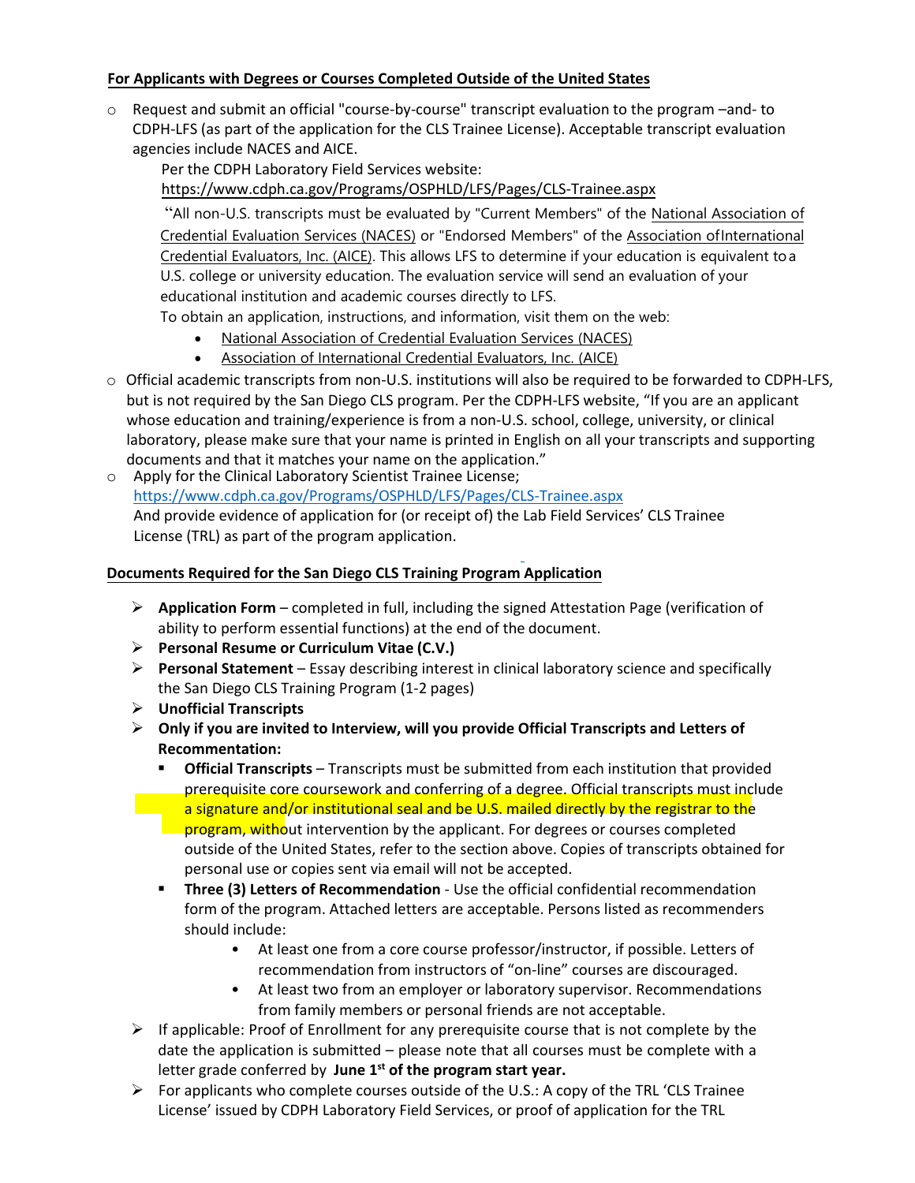**For Applicants with Degrees or Courses Completed Outside of the United States**

- Request and submit an official "course-by-course" transcript evaluation to the program –and- to CDPH-LFS (as part of the application for the CLS Trainee License). Acceptable transcript evaluation agencies include NACES and AICE.

  Per the CDPH Laboratory Field Services website:
  https://www.cdph.ca.gov/Programs/OSPHLD/LFS/Pages/CLS-Trainee.aspx

  "All non-U.S. transcripts must be evaluated by "Current Members" of the National Association of Credential Evaluation Services (NACES) or "Endorsed Members" of the Association of International Credential Evaluators, Inc. (AICE). This allows LFS to determine if your education is equivalent to a U.S. college or university education. The evaluation service will send an evaluation of your educational institution and academic courses directly to LFS.

  To obtain an application, instructions, and information, visit them on the web:

  - National Association of Credential Evaluation Services (NACES)
  - Association of International Credential Evaluators, Inc. (AICE)

- Official academic transcripts from non-U.S. institutions will also be required to be forwarded to CDPH-LFS, but is not required by the San Diego CLS program. Per the CDPH-LFS website, "If you are an applicant whose education and training/experience is from a non-U.S. school, college, university, or clinical laboratory, please make sure that your name is printed in English on all your transcripts and supporting documents and that it matches your name on the application."
- Apply for the Clinical Laboratory Scientist Trainee License;
  https://www.cdph.ca.gov/Programs/OSPHLD/LFS/Pages/CLS-Trainee.aspx
  And provide evidence of application for (or receipt of) the Lab Field Services' CLS Trainee License (TRL) as part of the program application.

**Documents Required for the San Diego CLS Training Program Application**

- **Application Form** – completed in full, including the signed Attestation Page (verification of ability to perform essential functions) at the end of the document.
- **Personal Resume or Curriculum Vitae (C.V.)**
- **Personal Statement** – Essay describing interest in clinical laboratory science and specifically the San Diego CLS Training Program (1-2 pages)
- **Unofficial Transcripts**
- **Only if you are invited to Interview, will you provide Official Transcripts and Letters of Recommentation:**
  - **Official Transcripts** – Transcripts must be submitted from each institution that provided prerequisite core coursework and conferring of a degree. Official transcripts must include a signature and/or institutional seal and be U.S. mailed directly by the registrar to the program, without intervention by the applicant. For degrees or courses completed outside of the United States, refer to the section above. Copies of transcripts obtained for personal use or copies sent via email will not be accepted.
  - **Three (3) Letters of Recommendation** - Use the official confidential recommendation form of the program. Attached letters are acceptable. Persons listed as recommenders should include:
    - At least one from a core course professor/instructor, if possible. Letters of recommendation from instructors of "on-line" courses are discouraged.
    - At least two from an employer or laboratory supervisor. Recommendations from family members or personal friends are not acceptable.
- If applicable: Proof of Enrollment for any prerequisite course that is not complete by the date the application is submitted – please note that all courses must be complete with a letter grade conferred by **June 1st of the program start year.**
- For applicants who complete courses outside of the U.S.: A copy of the TRL 'CLS Trainee License' issued by CDPH Laboratory Field Services, or proof of application for the TRL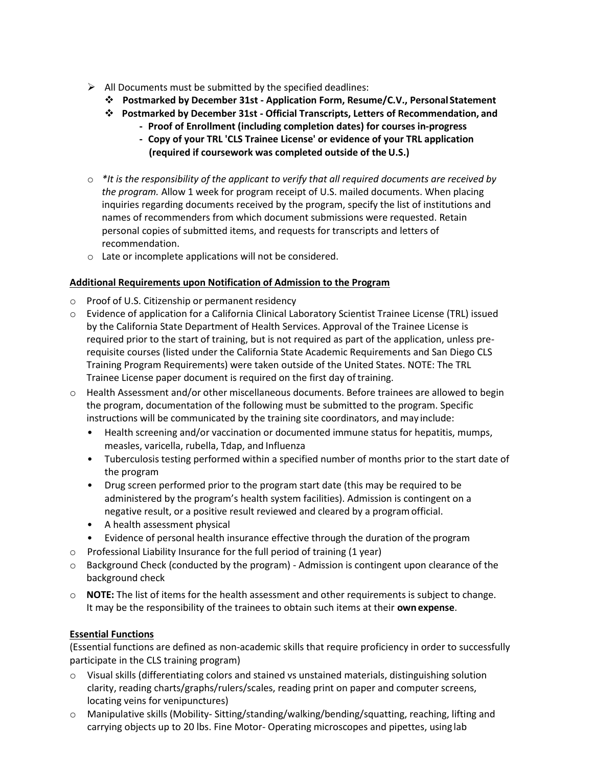- All Documents must be submitted by the specified deadlines:
  - **Postmarked by December 31st - Application Form, Resume/C.V., Personal Statement**
  - **Postmarked by December 31st - Official Transcripts, Letters of Recommendation, and**
    - **Proof of Enrollment (including completion dates) for courses in-progress**
    - **Copy of your TRL 'CLS Trainee License' or evidence of your TRL application (required if coursework was completed outside of the U.S.)**

- *\*It is the responsibility of the applicant to verify that all required documents are received by the program.* Allow 1 week for program receipt of U.S. mailed documents. When placing inquiries regarding documents received by the program, specify the list of institutions and names of recommenders from which document submissions were requested. Retain personal copies of submitted items, and requests for transcripts and letters of recommendation.
- Late or incomplete applications will not be considered.

**Additional Requirements upon Notification of Admission to the Program**

- Proof of U.S. Citizenship or permanent residency
- Evidence of application for a California Clinical Laboratory Scientist Trainee License (TRL) issued by the California State Department of Health Services. Approval of the Trainee License is required prior to the start of training, but is not required as part of the application, unless pre-requisite courses (listed under the California State Academic Requirements and San Diego CLS Training Program Requirements) were taken outside of the United States. NOTE: The TRL Trainee License paper document is required on the first day of training.
- Health Assessment and/or other miscellaneous documents. Before trainees are allowed to begin the program, documentation of the following must be submitted to the program. Specific instructions will be communicated by the training site coordinators, and may include:
  - Health screening and/or vaccination or documented immune status for hepatitis, mumps, measles, varicella, rubella, Tdap, and Influenza
  - Tuberculosis testing performed within a specified number of months prior to the start date of the program
  - Drug screen performed prior to the program start date (this may be required to be administered by the program's health system facilities). Admission is contingent on a negative result, or a positive result reviewed and cleared by a program official.
  - A health assessment physical
  - Evidence of personal health insurance effective through the duration of the program
- Professional Liability Insurance for the full period of training (1 year)
- Background Check (conducted by the program) - Admission is contingent upon clearance of the background check
- **NOTE:** The list of items for the health assessment and other requirements is subject to change. It may be the responsibility of the trainees to obtain such items at their **own expense**.

**Essential Functions**

(Essential functions are defined as non-academic skills that require proficiency in order to successfully participate in the CLS training program)

- Visual skills (differentiating colors and stained vs unstained materials, distinguishing solution clarity, reading charts/graphs/rulers/scales, reading print on paper and computer screens, locating veins for venipunctures)
- Manipulative skills (Mobility- Sitting/standing/walking/bending/squatting, reaching, lifting and carrying objects up to 20 lbs. Fine Motor- Operating microscopes and pipettes, using lab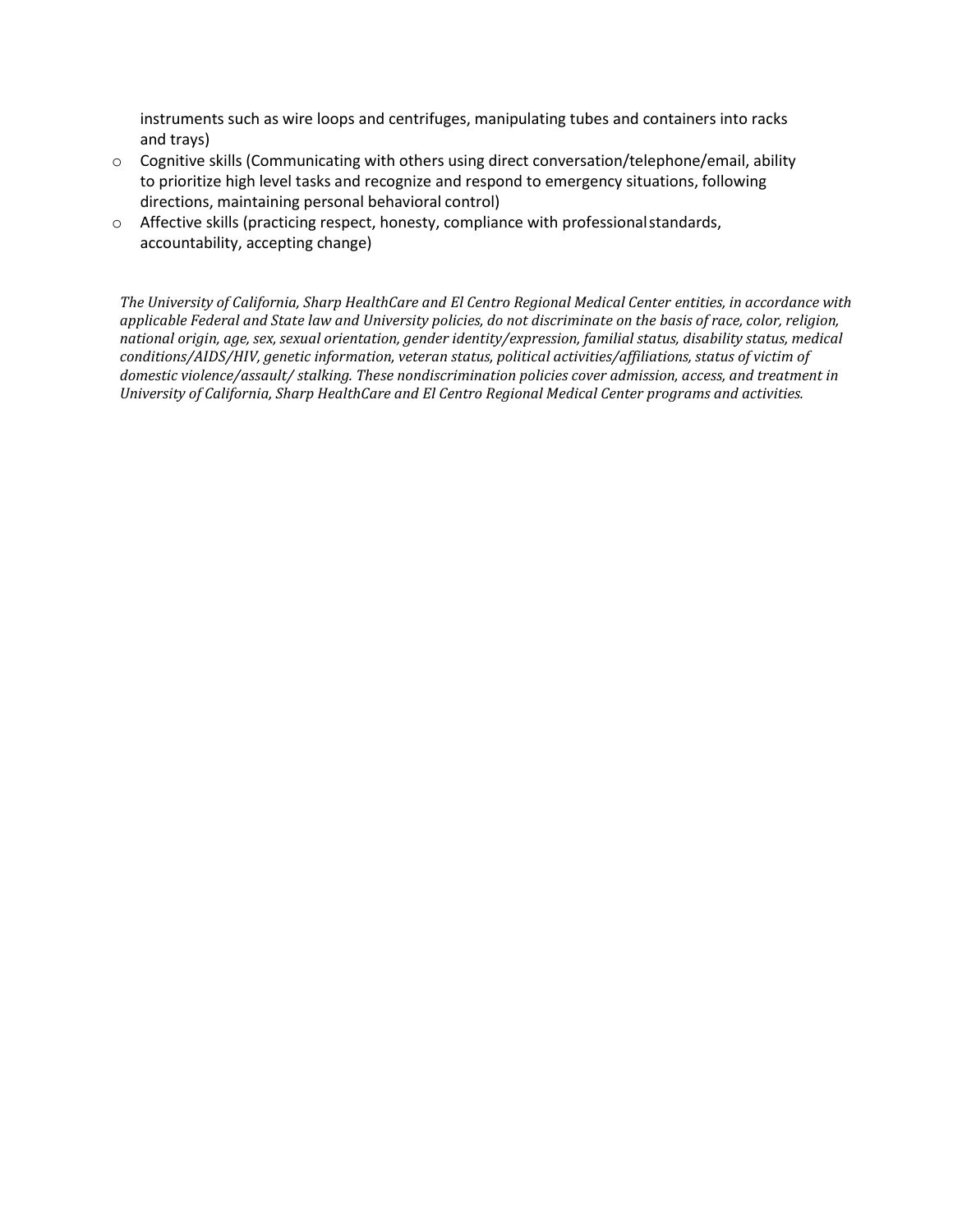instruments such as wire loops and centrifuges, manipulating tubes and containers into racks and trays)

- Cognitive skills (Communicating with others using direct conversation/telephone/email, ability to prioritize high level tasks and recognize and respond to emergency situations, following directions, maintaining personal behavioral control)
- Affective skills (practicing respect, honesty, compliance with professional standards, accountability, accepting change)

*The University of California, Sharp HealthCare and El Centro Regional Medical Center entities, in accordance with applicable Federal and State law and University policies, do not discriminate on the basis of race, color, religion, national origin, age, sex, sexual orientation, gender identity/expression, familial status, disability status, medical conditions/AIDS/HIV, genetic information, veteran status, political activities/affiliations, status of victim of domestic violence/assault/ stalking. These nondiscrimination policies cover admission, access, and treatment in University of California, Sharp HealthCare and El Centro Regional Medical Center programs and activities.*